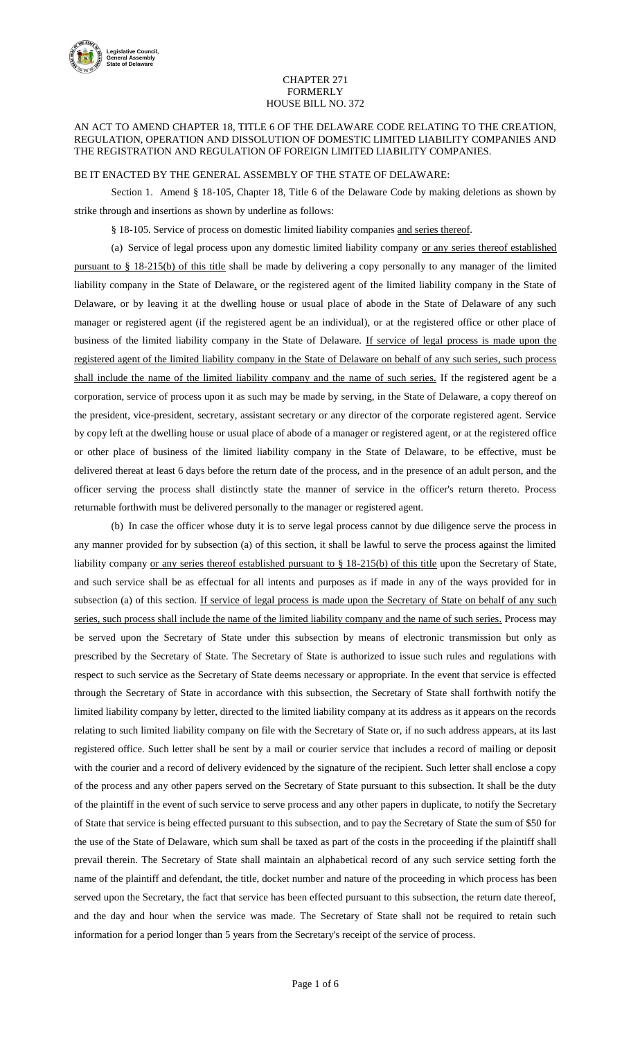CHAPTER 271
FORMERLY
HOUSE BILL NO. 372

AN ACT TO AMEND CHAPTER 18, TITLE 6 OF THE DELAWARE CODE RELATING TO THE CREATION, REGULATION, OPERATION AND DISSOLUTION OF DOMESTIC LIMITED LIABILITY COMPANIES AND THE REGISTRATION AND REGULATION OF FOREIGN LIMITED LIABILITY COMPANIES.

BE IT ENACTED BY THE GENERAL ASSEMBLY OF THE STATE OF DELAWARE:

Section 1. Amend § 18-105, Chapter 18, Title 6 of the Delaware Code by making deletions as shown by strike through and insertions as shown by underline as follows:

§ 18-105. Service of process on domestic limited liability companies and series thereof.

(a) Service of legal process upon any domestic limited liability company or any series thereof established pursuant to § 18-215(b) of this title shall be made by delivering a copy personally to any manager of the limited liability company in the State of Delaware, or the registered agent of the limited liability company in the State of Delaware, or by leaving it at the dwelling house or usual place of abode in the State of Delaware of any such manager or registered agent (if the registered agent be an individual), or at the registered office or other place of business of the limited liability company in the State of Delaware. If service of legal process is made upon the registered agent of the limited liability company in the State of Delaware on behalf of any such series, such process shall include the name of the limited liability company and the name of such series. If the registered agent be a corporation, service of process upon it as such may be made by serving, in the State of Delaware, a copy thereof on the president, vice-president, secretary, assistant secretary or any director of the corporate registered agent. Service by copy left at the dwelling house or usual place of abode of a manager or registered agent, or at the registered office or other place of business of the limited liability company in the State of Delaware, to be effective, must be delivered thereat at least 6 days before the return date of the process, and in the presence of an adult person, and the officer serving the process shall distinctly state the manner of service in the officer's return thereto. Process returnable forthwith must be delivered personally to the manager or registered agent.

(b) In case the officer whose duty it is to serve legal process cannot by due diligence serve the process in any manner provided for by subsection (a) of this section, it shall be lawful to serve the process against the limited liability company or any series thereof established pursuant to § 18-215(b) of this title upon the Secretary of State, and such service shall be as effectual for all intents and purposes as if made in any of the ways provided for in subsection (a) of this section. If service of legal process is made upon the Secretary of State on behalf of any such series, such process shall include the name of the limited liability company and the name of such series. Process may be served upon the Secretary of State under this subsection by means of electronic transmission but only as prescribed by the Secretary of State. The Secretary of State is authorized to issue such rules and regulations with respect to such service as the Secretary of State deems necessary or appropriate. In the event that service is effected through the Secretary of State in accordance with this subsection, the Secretary of State shall forthwith notify the limited liability company by letter, directed to the limited liability company at its address as it appears on the records relating to such limited liability company on file with the Secretary of State or, if no such address appears, at its last registered office. Such letter shall be sent by a mail or courier service that includes a record of mailing or deposit with the courier and a record of delivery evidenced by the signature of the recipient. Such letter shall enclose a copy of the process and any other papers served on the Secretary of State pursuant to this subsection. It shall be the duty of the plaintiff in the event of such service to serve process and any other papers in duplicate, to notify the Secretary of State that service is being effected pursuant to this subsection, and to pay the Secretary of State the sum of $50 for the use of the State of Delaware, which sum shall be taxed as part of the costs in the proceeding if the plaintiff shall prevail therein. The Secretary of State shall maintain an alphabetical record of any such service setting forth the name of the plaintiff and defendant, the title, docket number and nature of the proceeding in which process has been served upon the Secretary, the fact that service has been effected pursuant to this subsection, the return date thereof, and the day and hour when the service was made. The Secretary of State shall not be required to retain such information for a period longer than 5 years from the Secretary's receipt of the service of process.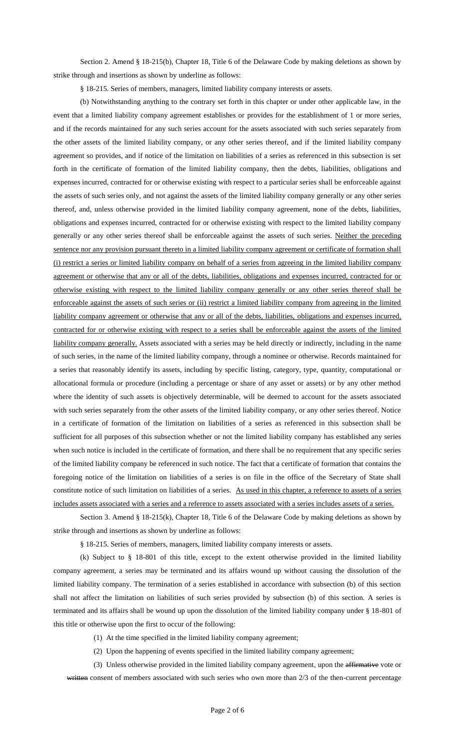Section 2. Amend § 18-215(b), Chapter 18, Title 6 of the Delaware Code by making deletions as shown by strike through and insertions as shown by underline as follows:

§ 18-215. Series of members, managers, limited liability company interests or assets.

(b) Notwithstanding anything to the contrary set forth in this chapter or under other applicable law, in the event that a limited liability company agreement establishes or provides for the establishment of 1 or more series, and if the records maintained for any such series account for the assets associated with such series separately from the other assets of the limited liability company, or any other series thereof, and if the limited liability company agreement so provides, and if notice of the limitation on liabilities of a series as referenced in this subsection is set forth in the certificate of formation of the limited liability company, then the debts, liabilities, obligations and expenses incurred, contracted for or otherwise existing with respect to a particular series shall be enforceable against the assets of such series only, and not against the assets of the limited liability company generally or any other series thereof, and, unless otherwise provided in the limited liability company agreement, none of the debts, liabilities, obligations and expenses incurred, contracted for or otherwise existing with respect to the limited liability company generally or any other series thereof shall be enforceable against the assets of such series. <u>Neither the preceding sentence nor any provision pursuant thereto in a limited liability company agreement or certificate of formation shall (i) restrict a series or limited liability company on behalf of a series from agreeing in the limited liability company agreement or otherwise that any or all of the debts, liabilities, obligations and expenses incurred, contracted for or otherwise existing with respect to the limited liability company generally or any other series thereof shall be enforceable against the assets of such series or (ii) restrict a limited liability company from agreeing in the limited liability company agreement or otherwise that any or all of the debts, liabilities, obligations and expenses incurred, contracted for or otherwise existing with respect to a series shall be enforceable against the assets of the limited liability company generally.</u> Assets associated with a series may be held directly or indirectly, including in the name of such series, in the name of the limited liability company, through a nominee or otherwise. Records maintained for a series that reasonably identify its assets, including by specific listing, category, type, quantity, computational or allocational formula or procedure (including a percentage or share of any asset or assets) or by any other method where the identity of such assets is objectively determinable, will be deemed to account for the assets associated with such series separately from the other assets of the limited liability company, or any other series thereof. Notice in a certificate of formation of the limitation on liabilities of a series as referenced in this subsection shall be sufficient for all purposes of this subsection whether or not the limited liability company has established any series when such notice is included in the certificate of formation, and there shall be no requirement that any specific series of the limited liability company be referenced in such notice. The fact that a certificate of formation that contains the foregoing notice of the limitation on liabilities of a series is on file in the office of the Secretary of State shall constitute notice of such limitation on liabilities of a series. <u>As used in this chapter, a reference to assets of a series includes assets associated with a series and a reference to assets associated with a series includes assets of a series.</u>

Section 3. Amend § 18-215(k), Chapter 18, Title 6 of the Delaware Code by making deletions as shown by strike through and insertions as shown by underline as follows:

§ 18-215. Series of members, managers, limited liability company interests or assets.

(k) Subject to § 18-801 of this title, except to the extent otherwise provided in the limited liability company agreement, a series may be terminated and its affairs wound up without causing the dissolution of the limited liability company. The termination of a series established in accordance with subsection (b) of this section shall not affect the limitation on liabilities of such series provided by subsection (b) of this section. A series is terminated and its affairs shall be wound up upon the dissolution of the limited liability company under § 18-801 of this title or otherwise upon the first to occur of the following:

(1) At the time specified in the limited liability company agreement;

(2) Upon the happening of events specified in the limited liability company agreement;

(3) Unless otherwise provided in the limited liability company agreement, upon the ~~affirmative~~ vote or ~~written~~ consent of members associated with such series who own more than 2/3 of the then-current percentage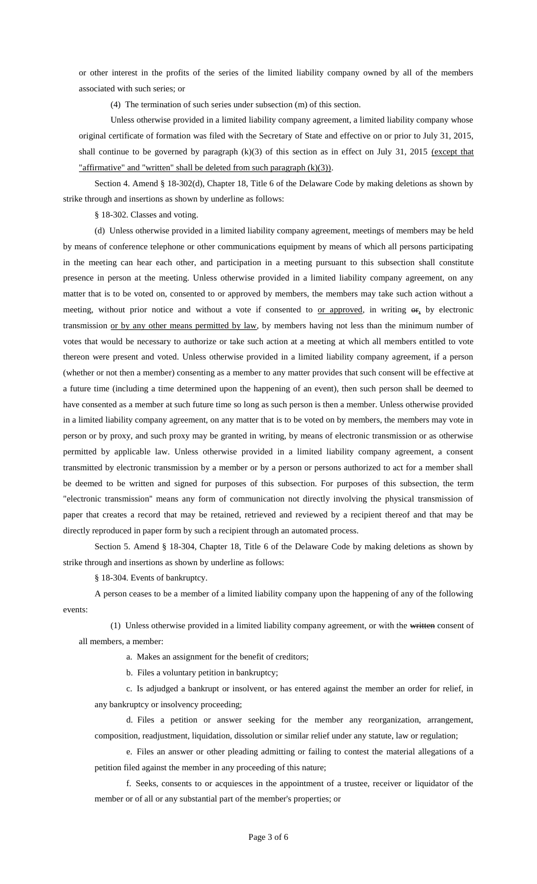or other interest in the profits of the series of the limited liability company owned by all of the members associated with such series; or

(4) The termination of such series under subsection (m) of this section.

Unless otherwise provided in a limited liability company agreement, a limited liability company whose original certificate of formation was filed with the Secretary of State and effective on or prior to July 31, 2015, shall continue to be governed by paragraph (k)(3) of this section as in effect on July 31, 2015 <u>(except that "affirmative" and "written" shall be deleted from such paragraph (k)(3))</u>.

Section 4. Amend § 18-302(d), Chapter 18, Title 6 of the Delaware Code by making deletions as shown by strike through and insertions as shown by underline as follows:

§ 18-302. Classes and voting.

(d) Unless otherwise provided in a limited liability company agreement, meetings of members may be held by means of conference telephone or other communications equipment by means of which all persons participating in the meeting can hear each other, and participation in a meeting pursuant to this subsection shall constitute presence in person at the meeting. Unless otherwise provided in a limited liability company agreement, on any matter that is to be voted on, consented to or approved by members, the members may take such action without a meeting, without prior notice and without a vote if consented to <u>or approved</u>, in writing ~~or~~<u>,</u> by electronic transmission <u>or by any other means permitted by law</u>, by members having not less than the minimum number of votes that would be necessary to authorize or take such action at a meeting at which all members entitled to vote thereon were present and voted. Unless otherwise provided in a limited liability company agreement, if a person (whether or not then a member) consenting as a member to any matter provides that such consent will be effective at a future time (including a time determined upon the happening of an event), then such person shall be deemed to have consented as a member at such future time so long as such person is then a member. Unless otherwise provided in a limited liability company agreement, on any matter that is to be voted on by members, the members may vote in person or by proxy, and such proxy may be granted in writing, by means of electronic transmission or as otherwise permitted by applicable law. Unless otherwise provided in a limited liability company agreement, a consent transmitted by electronic transmission by a member or by a person or persons authorized to act for a member shall be deemed to be written and signed for purposes of this subsection. For purposes of this subsection, the term "electronic transmission" means any form of communication not directly involving the physical transmission of paper that creates a record that may be retained, retrieved and reviewed by a recipient thereof and that may be directly reproduced in paper form by such a recipient through an automated process.

Section 5. Amend § 18-304, Chapter 18, Title 6 of the Delaware Code by making deletions as shown by strike through and insertions as shown by underline as follows:

§ 18-304. Events of bankruptcy.

A person ceases to be a member of a limited liability company upon the happening of any of the following events:

(1) Unless otherwise provided in a limited liability company agreement, or with the ~~written~~ consent of all members, a member:

a. Makes an assignment for the benefit of creditors;

b. Files a voluntary petition in bankruptcy;

c. Is adjudged a bankrupt or insolvent, or has entered against the member an order for relief, in any bankruptcy or insolvency proceeding;

d. Files a petition or answer seeking for the member any reorganization, arrangement, composition, readjustment, liquidation, dissolution or similar relief under any statute, law or regulation;

e. Files an answer or other pleading admitting or failing to contest the material allegations of a petition filed against the member in any proceeding of this nature;

f. Seeks, consents to or acquiesces in the appointment of a trustee, receiver or liquidator of the member or of all or any substantial part of the member's properties; or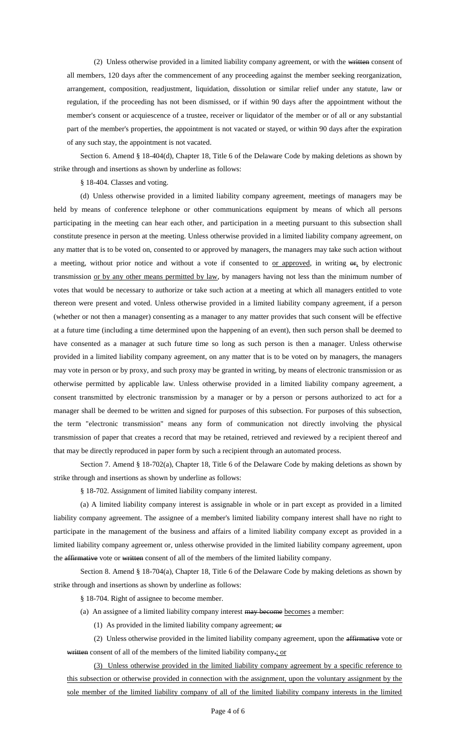(2) Unless otherwise provided in a limited liability company agreement, or with the ~~written~~ consent of all members, 120 days after the commencement of any proceeding against the member seeking reorganization, arrangement, composition, readjustment, liquidation, dissolution or similar relief under any statute, law or regulation, if the proceeding has not been dismissed, or if within 90 days after the appointment without the member's consent or acquiescence of a trustee, receiver or liquidator of the member or of all or any substantial part of the member's properties, the appointment is not vacated or stayed, or within 90 days after the expiration of any such stay, the appointment is not vacated.

Section 6. Amend § 18-404(d), Chapter 18, Title 6 of the Delaware Code by making deletions as shown by strike through and insertions as shown by underline as follows:

§ 18-404. Classes and voting.

(d) Unless otherwise provided in a limited liability company agreement, meetings of managers may be held by means of conference telephone or other communications equipment by means of which all persons participating in the meeting can hear each other, and participation in a meeting pursuant to this subsection shall constitute presence in person at the meeting. Unless otherwise provided in a limited liability company agreement, on any matter that is to be voted on, consented to or approved by managers, the managers may take such action without a meeting, without prior notice and without a vote if consented to <u>or approved</u>, in writing ~~or~~<u>,</u> by electronic transmission <u>or by any other means permitted by law</u>, by managers having not less than the minimum number of votes that would be necessary to authorize or take such action at a meeting at which all managers entitled to vote thereon were present and voted. Unless otherwise provided in a limited liability company agreement, if a person (whether or not then a manager) consenting as a manager to any matter provides that such consent will be effective at a future time (including a time determined upon the happening of an event), then such person shall be deemed to have consented as a manager at such future time so long as such person is then a manager. Unless otherwise provided in a limited liability company agreement, on any matter that is to be voted on by managers, the managers may vote in person or by proxy, and such proxy may be granted in writing, by means of electronic transmission or as otherwise permitted by applicable law. Unless otherwise provided in a limited liability company agreement, a consent transmitted by electronic transmission by a manager or by a person or persons authorized to act for a manager shall be deemed to be written and signed for purposes of this subsection. For purposes of this subsection, the term "electronic transmission" means any form of communication not directly involving the physical transmission of paper that creates a record that may be retained, retrieved and reviewed by a recipient thereof and that may be directly reproduced in paper form by such a recipient through an automated process.

Section 7. Amend § 18-702(a), Chapter 18, Title 6 of the Delaware Code by making deletions as shown by strike through and insertions as shown by underline as follows:

§ 18-702. Assignment of limited liability company interest.

(a) A limited liability company interest is assignable in whole or in part except as provided in a limited liability company agreement. The assignee of a member's limited liability company interest shall have no right to participate in the management of the business and affairs of a limited liability company except as provided in a limited liability company agreement or, unless otherwise provided in the limited liability company agreement, upon the ~~affirmative~~ vote or ~~written~~ consent of all of the members of the limited liability company.

Section 8. Amend § 18-704(a), Chapter 18, Title 6 of the Delaware Code by making deletions as shown by strike through and insertions as shown by underline as follows:

§ 18-704. Right of assignee to become member.

(a) An assignee of a limited liability company interest ~~may become~~ <u>becomes</u> a member:

(1) As provided in the limited liability company agreement; ~~or~~

(2) Unless otherwise provided in the limited liability company agreement, upon the ~~affirmative~~ vote or ~~written~~ consent of all of the members of the limited liability company~~.~~<u>; or</u>

<u>(3) Unless otherwise provided in the limited liability company agreement by a specific reference to this subsection or otherwise provided in connection with the assignment, upon the voluntary assignment by the sole member of the limited liability company of all of the limited liability company interests in the limited</u>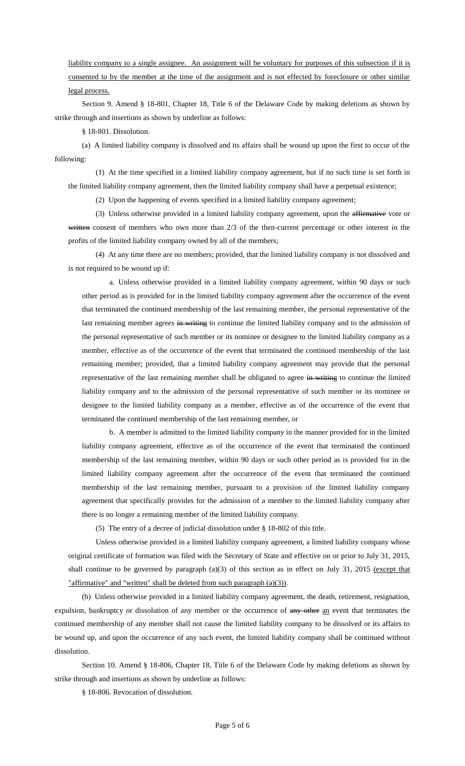<u>liability company to a single assignee. An assignment will be voluntary for purposes of this subsection if it is consented to by the member at the time of the assignment and is not effected by foreclosure or other similar legal process.</u>

Section 9. Amend § 18-801, Chapter 18, Title 6 of the Delaware Code by making deletions as shown by strike through and insertions as shown by underline as follows:

§ 18-801. Dissolution.

(a) A limited liability company is dissolved and its affairs shall be wound up upon the first to occur of the following:

(1) At the time specified in a limited liability company agreement, but if no such time is set forth in the limited liability company agreement, then the limited liability company shall have a perpetual existence;

(2) Upon the happening of events specified in a limited liability company agreement;

(3) Unless otherwise provided in a limited liability company agreement, upon the ~~affirmative~~ vote or ~~written~~ consent of members who own more than 2/3 of the then-current percentage or other interest in the profits of the limited liability company owned by all of the members;

(4) At any time there are no members; provided, that the limited liability company is not dissolved and is not required to be wound up if:

a. Unless otherwise provided in a limited liability company agreement, within 90 days or such other period as is provided for in the limited liability company agreement after the occurrence of the event that terminated the continued membership of the last remaining member, the personal representative of the last remaining member agrees ~~in writing~~ to continue the limited liability company and to the admission of the personal representative of such member or its nominee or designee to the limited liability company as a member, effective as of the occurrence of the event that terminated the continued membership of the last remaining member; provided, that a limited liability company agreement may provide that the personal representative of the last remaining member shall be obligated to agree ~~in writing~~ to continue the limited liability company and to the admission of the personal representative of such member or its nominee or designee to the limited liability company as a member, effective as of the occurrence of the event that terminated the continued membership of the last remaining member, or

b. A member is admitted to the limited liability company in the manner provided for in the limited liability company agreement, effective as of the occurrence of the event that terminated the continued membership of the last remaining member, within 90 days or such other period as is provided for in the limited liability company agreement after the occurrence of the event that terminated the continued membership of the last remaining member, pursuant to a provision of the limited liability company agreement that specifically provides for the admission of a member to the limited liability company after there is no longer a remaining member of the limited liability company.

(5) The entry of a decree of judicial dissolution under § 18-802 of this title.

Unless otherwise provided in a limited liability company agreement, a limited liability company whose original certificate of formation was filed with the Secretary of State and effective on or prior to July 31, 2015, shall continue to be governed by paragraph (a)(3) of this section as in effect on July 31, 2015 <u>(except that "affirmative" and "written" shall be deleted from such paragraph (a)(3))</u>.

(b) Unless otherwise provided in a limited liability company agreement, the death, retirement, resignation, expulsion, bankruptcy or dissolution of any member or the occurrence of ~~any other~~ <u>an</u> event that terminates the continued membership of any member shall not cause the limited liability company to be dissolved or its affairs to be wound up, and upon the occurrence of any such event, the limited liability company shall be continued without dissolution.

Section 10. Amend § 18-806, Chapter 18, Title 6 of the Delaware Code by making deletions as shown by strike through and insertions as shown by underline as follows:

§ 18-806. Revocation of dissolution.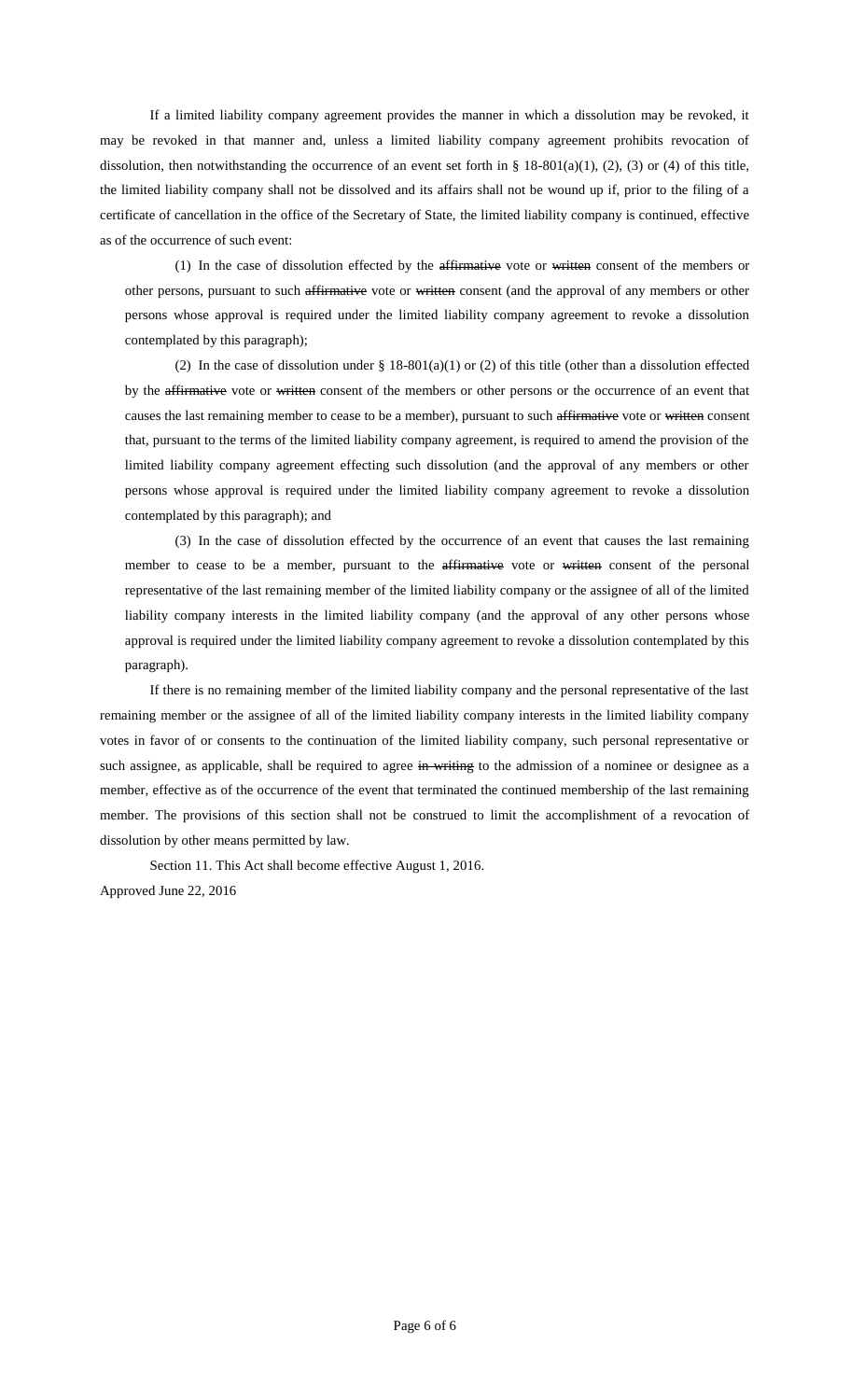If a limited liability company agreement provides the manner in which a dissolution may be revoked, it may be revoked in that manner and, unless a limited liability company agreement prohibits revocation of dissolution, then notwithstanding the occurrence of an event set forth in § 18-801(a)(1), (2), (3) or (4) of this title, the limited liability company shall not be dissolved and its affairs shall not be wound up if, prior to the filing of a certificate of cancellation in the office of the Secretary of State, the limited liability company is continued, effective as of the occurrence of such event:

(1) In the case of dissolution effected by the ~~affirmative~~ vote or ~~written~~ consent of the members or other persons, pursuant to such ~~affirmative~~ vote or ~~written~~ consent (and the approval of any members or other persons whose approval is required under the limited liability company agreement to revoke a dissolution contemplated by this paragraph);

(2) In the case of dissolution under § 18-801(a)(1) or (2) of this title (other than a dissolution effected by the ~~affirmative~~ vote or ~~written~~ consent of the members or other persons or the occurrence of an event that causes the last remaining member to cease to be a member), pursuant to such ~~affirmative~~ vote or ~~written~~ consent that, pursuant to the terms of the limited liability company agreement, is required to amend the provision of the limited liability company agreement effecting such dissolution (and the approval of any members or other persons whose approval is required under the limited liability company agreement to revoke a dissolution contemplated by this paragraph); and

(3) In the case of dissolution effected by the occurrence of an event that causes the last remaining member to cease to be a member, pursuant to the ~~affirmative~~ vote or ~~written~~ consent of the personal representative of the last remaining member of the limited liability company or the assignee of all of the limited liability company interests in the limited liability company (and the approval of any other persons whose approval is required under the limited liability company agreement to revoke a dissolution contemplated by this paragraph).

If there is no remaining member of the limited liability company and the personal representative of the last remaining member or the assignee of all of the limited liability company interests in the limited liability company votes in favor of or consents to the continuation of the limited liability company, such personal representative or such assignee, as applicable, shall be required to agree ~~in writing~~ to the admission of a nominee or designee as a member, effective as of the occurrence of the event that terminated the continued membership of the last remaining member. The provisions of this section shall not be construed to limit the accomplishment of a revocation of dissolution by other means permitted by law.

Section 11. This Act shall become effective August 1, 2016.

Approved June 22, 2016